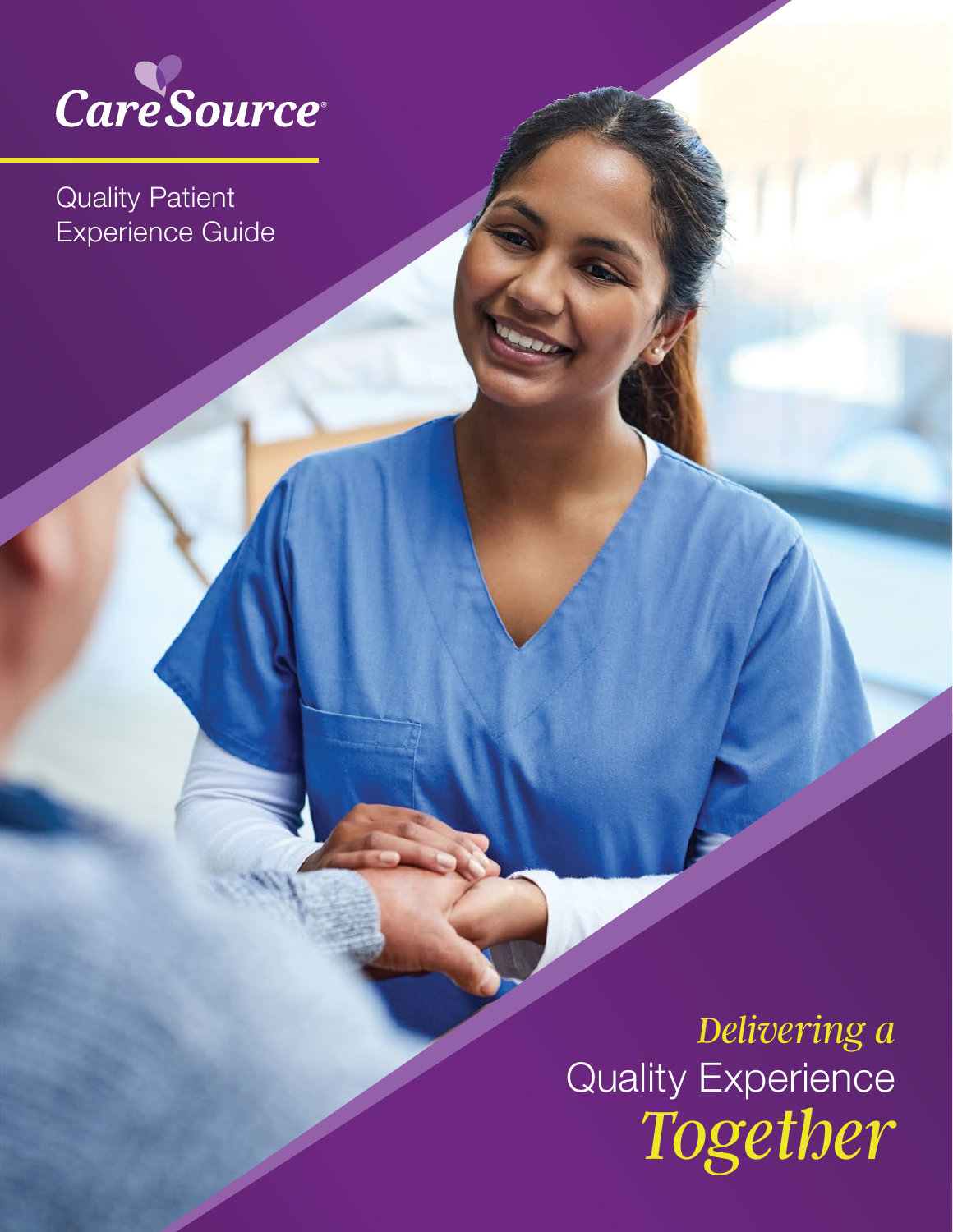CareSource®

# Quality Patient Experience Guide

*Delivering a* Quality Experience *Together*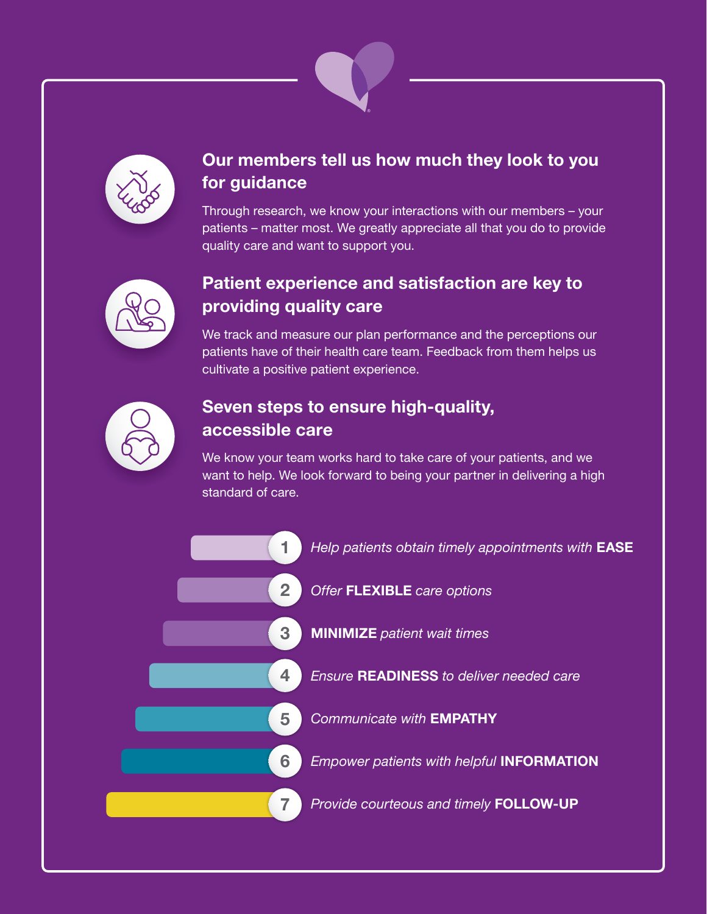## Our members tell us how much they look to you for guidance

Through research, we know your interactions with our members – your patients – matter most. We greatly appreciate all that you do to provide quality care and want to support you.

## Patient experience and satisfaction are key to providing quality care

We track and measure our plan performance and the perceptions our patients have of their health care team. Feedback from them helps us cultivate a positive patient experience.

## Seven steps to ensure high-quality, accessible care

We know your team works hard to take care of your patients, and we want to help. We look forward to being your partner in delivering a high standard of care.

1. *Help patients obtain timely appointments with* **EASE**
2. *Offer* **FLEXIBLE** *care options*
3. **MINIMIZE** *patient wait times*
4. *Ensure* **READINESS** *to deliver needed care*
5. *Communicate with* **EMPATHY**
6. *Empower patients with helpful* **INFORMATION**
7. *Provide courteous and timely* **FOLLOW-UP**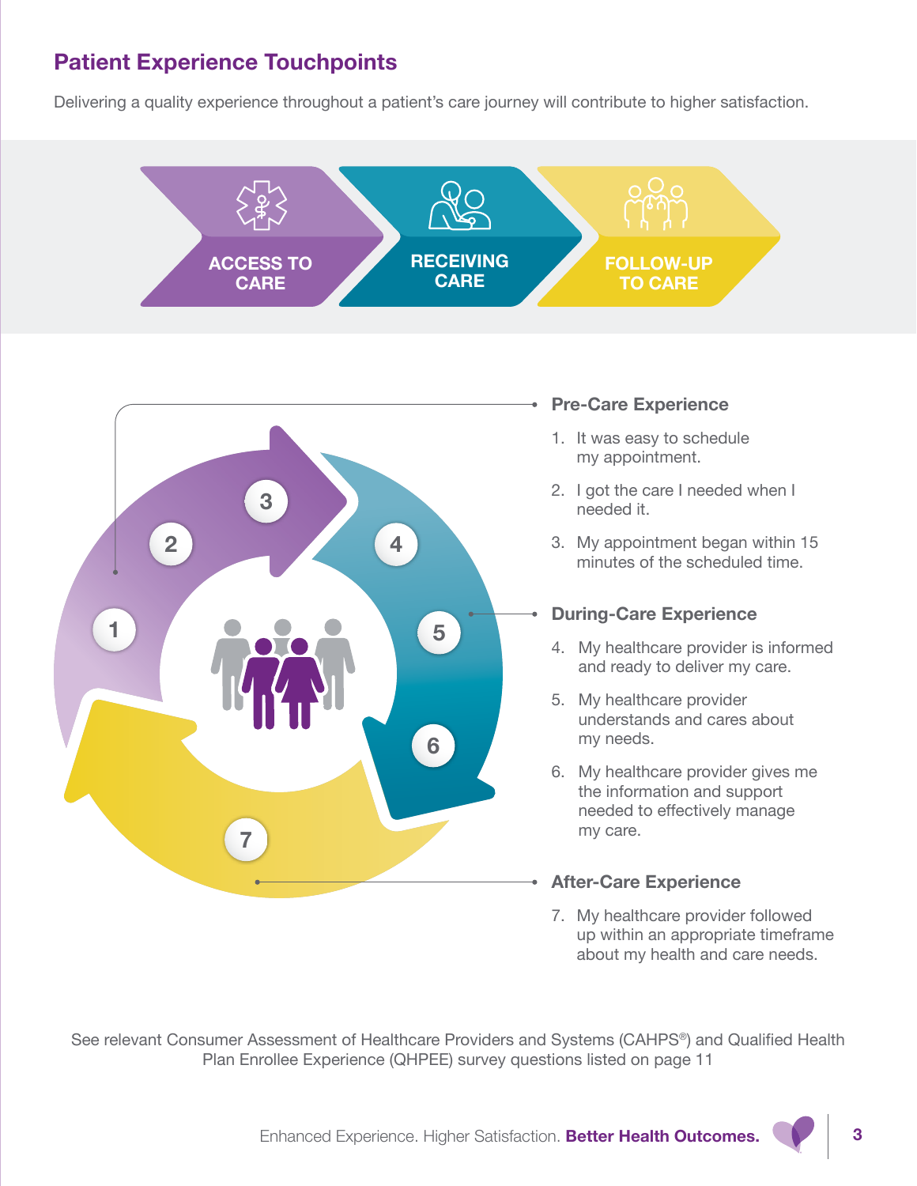## Patient Experience Touchpoints

Delivering a quality experience throughout a patient's care journey will contribute to higher satisfaction.

ACCESS TO CARE → RECEIVING CARE → FOLLOW-UP TO CARE

### Pre-Care Experience

1. It was easy to schedule my appointment.
2. I got the care I needed when I needed it.
3. My appointment began within 15 minutes of the scheduled time.

### During-Care Experience

4. My healthcare provider is informed and ready to deliver my care.
5. My healthcare provider understands and cares about my needs.
6. My healthcare provider gives me the information and support needed to effectively manage my care.

### After-Care Experience

7. My healthcare provider followed up within an appropriate timeframe about my health and care needs.

See relevant Consumer Assessment of Healthcare Providers and Systems (CAHPS®) and Qualified Health Plan Enrollee Experience (QHPEE) survey questions listed on page 11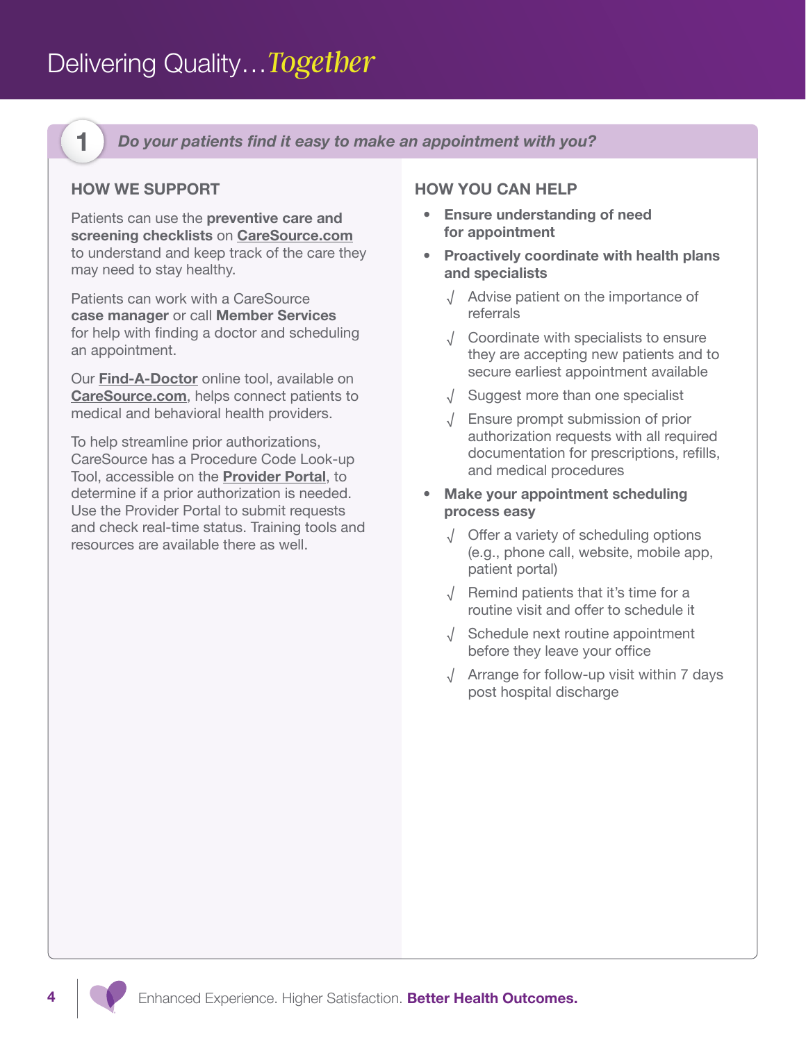# Delivering Quality…*Together*

## 1 *Do your patients find it easy to make an appointment with you?*

### HOW WE SUPPORT

Patients can use the **preventive care and screening checklists** on **CareSource.com** to understand and keep track of the care they may need to stay healthy.

Patients can work with a CareSource **case manager** or call **Member Services** for help with finding a doctor and scheduling an appointment.

Our **Find-A-Doctor** online tool, available on **CareSource.com**, helps connect patients to medical and behavioral health providers.

To help streamline prior authorizations, CareSource has a Procedure Code Look-up Tool, accessible on the **Provider Portal**, to determine if a prior authorization is needed. Use the Provider Portal to submit requests and check real-time status. Training tools and resources are available there as well.

### HOW YOU CAN HELP

- **Ensure understanding of need for appointment**
- **Proactively coordinate with health plans and specialists**
  - √ Advise patient on the importance of referrals
  - √ Coordinate with specialists to ensure they are accepting new patients and to secure earliest appointment available
  - √ Suggest more than one specialist
  - √ Ensure prompt submission of prior authorization requests with all required documentation for prescriptions, refills, and medical procedures
- **Make your appointment scheduling process easy**
  - √ Offer a variety of scheduling options (e.g., phone call, website, mobile app, patient portal)
  - √ Remind patients that it's time for a routine visit and offer to schedule it
  - √ Schedule next routine appointment before they leave your office
  - √ Arrange for follow-up visit within 7 days post hospital discharge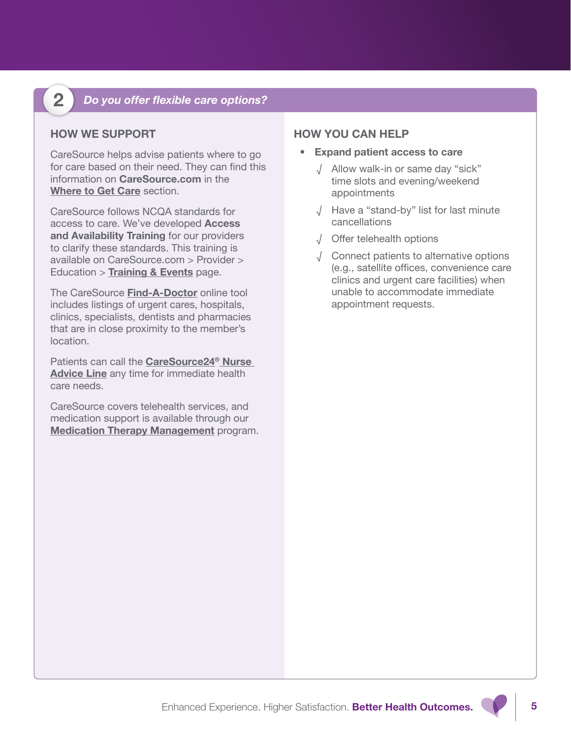## 2 *Do you offer flexible care options?*

### HOW WE SUPPORT

CareSource helps advise patients where to go for care based on their need. They can find this information on **CareSource.com** in the **Where to Get Care** section.

CareSource follows NCQA standards for access to care. We've developed **Access and Availability Training** for our providers to clarify these standards. This training is available on CareSource.com > Provider > Education > **Training & Events** page.

The CareSource **Find-A-Doctor** online tool includes listings of urgent cares, hospitals, clinics, specialists, dentists and pharmacies that are in close proximity to the member's location.

Patients can call the **CareSource24® Nurse Advice Line** any time for immediate health care needs.

CareSource covers telehealth services, and medication support is available through our **Medication Therapy Management** program.

### HOW YOU CAN HELP

- **Expand patient access to care**
  - √ Allow walk-in or same day "sick" time slots and evening/weekend appointments
  - √ Have a "stand-by" list for last minute cancellations
  - √ Offer telehealth options
  - √ Connect patients to alternative options (e.g., satellite offices, convenience care clinics and urgent care facilities) when unable to accommodate immediate appointment requests.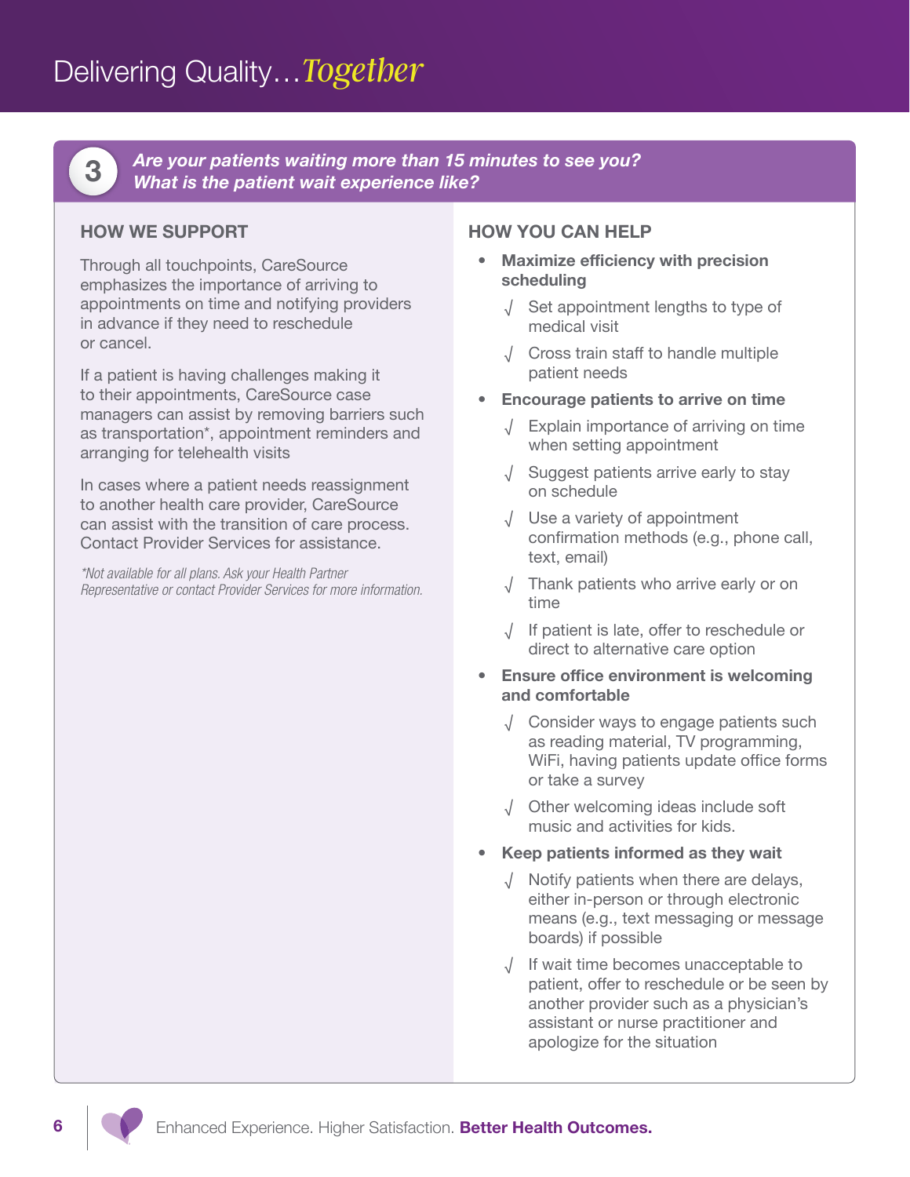# Delivering Quality…*Together*

## 3 *Are your patients waiting more than 15 minutes to see you? What is the patient wait experience like?*

### HOW WE SUPPORT

Through all touchpoints, CareSource emphasizes the importance of arriving to appointments on time and notifying providers in advance if they need to reschedule or cancel.

If a patient is having challenges making it to their appointments, CareSource case managers can assist by removing barriers such as transportation*, appointment reminders and arranging for telehealth visits

In cases where a patient needs reassignment to another health care provider, CareSource can assist with the transition of care process. Contact Provider Services for assistance.

*\*Not available for all plans. Ask your Health Partner Representative or contact Provider Services for more information.*

### HOW YOU CAN HELP

- **Maximize efficiency with precision scheduling**
  - √ Set appointment lengths to type of medical visit
  - √ Cross train staff to handle multiple patient needs
- **Encourage patients to arrive on time**
  - √ Explain importance of arriving on time when setting appointment
  - √ Suggest patients arrive early to stay on schedule
  - √ Use a variety of appointment confirmation methods (e.g., phone call, text, email)
  - √ Thank patients who arrive early or on time
  - √ If patient is late, offer to reschedule or direct to alternative care option
- **Ensure office environment is welcoming and comfortable**
  - √ Consider ways to engage patients such as reading material, TV programming, WiFi, having patients update office forms or take a survey
  - √ Other welcoming ideas include soft music and activities for kids.
- **Keep patients informed as they wait**
  - √ Notify patients when there are delays, either in-person or through electronic means (e.g., text messaging or message boards) if possible
  - √ If wait time becomes unacceptable to patient, offer to reschedule or be seen by another provider such as a physician's assistant or nurse practitioner and apologize for the situation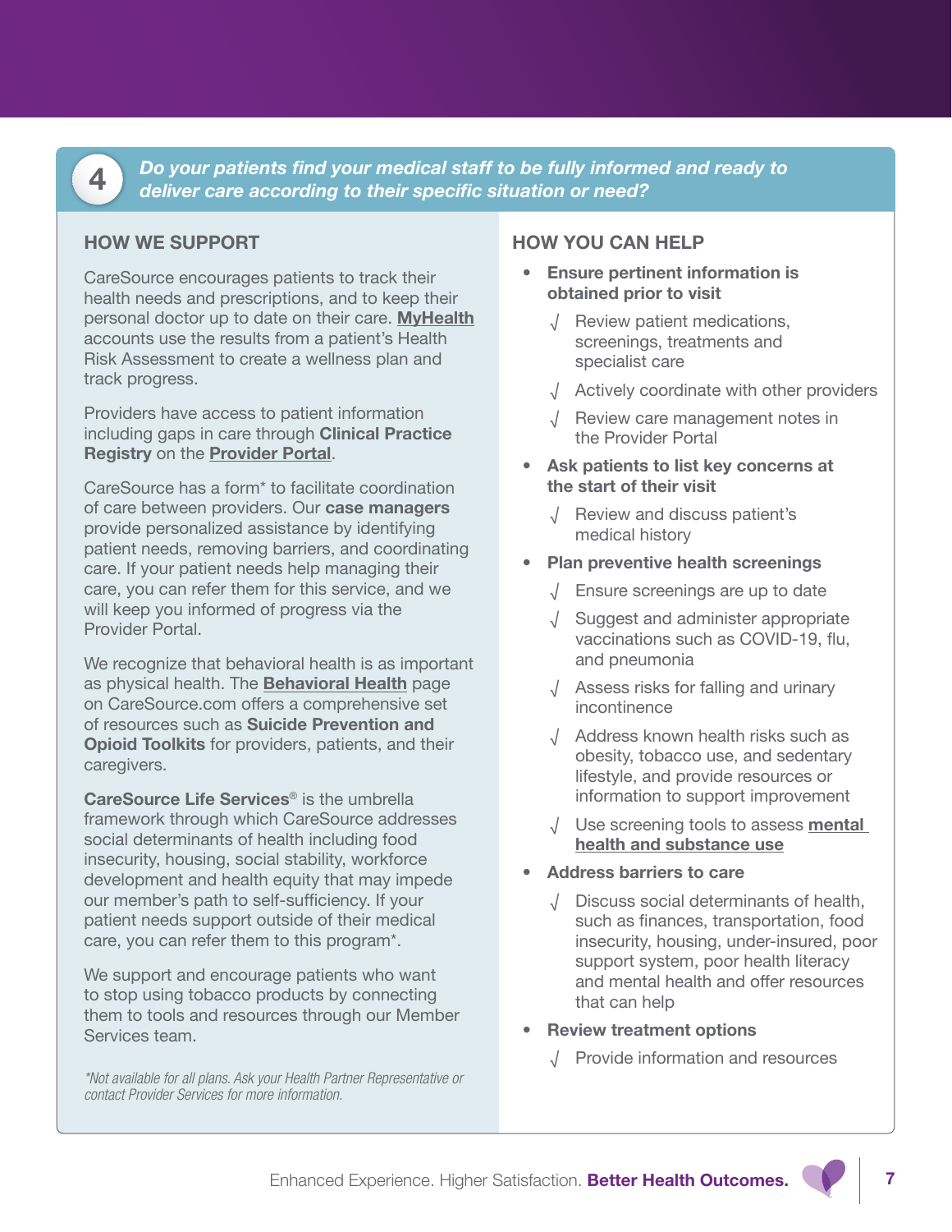## 4 *Do your patients find your medical staff to be fully informed and ready to deliver care according to their specific situation or need?*

### HOW WE SUPPORT

CareSource encourages patients to track their health needs and prescriptions, and to keep their personal doctor up to date on their care. **MyHealth** accounts use the results from a patient's Health Risk Assessment to create a wellness plan and track progress.

Providers have access to patient information including gaps in care through **Clinical Practice Registry** on the **Provider Portal**.

CareSource has a form* to facilitate coordination of care between providers. Our **case managers** provide personalized assistance by identifying patient needs, removing barriers, and coordinating care. If your patient needs help managing their care, you can refer them for this service, and we will keep you informed of progress via the Provider Portal.

We recognize that behavioral health is as important as physical health. The **Behavioral Health** page on CareSource.com offers a comprehensive set of resources such as **Suicide Prevention and Opioid Toolkits** for providers, patients, and their caregivers.

**CareSource Life Services®** is the umbrella framework through which CareSource addresses social determinants of health including food insecurity, housing, social stability, workforce development and health equity that may impede our member's path to self-sufficiency. If your patient needs support outside of their medical care, you can refer them to this program*.

We support and encourage patients who want to stop using tobacco products by connecting them to tools and resources through our Member Services team.

*\*Not available for all plans. Ask your Health Partner Representative or contact Provider Services for more information.*

### HOW YOU CAN HELP

- **Ensure pertinent information is obtained prior to visit**
  - √ Review patient medications, screenings, treatments and specialist care
  - √ Actively coordinate with other providers
  - √ Review care management notes in the Provider Portal
- **Ask patients to list key concerns at the start of their visit**
  - √ Review and discuss patient's medical history
- **Plan preventive health screenings**
  - √ Ensure screenings are up to date
  - √ Suggest and administer appropriate vaccinations such as COVID-19, flu, and pneumonia
  - √ Assess risks for falling and urinary incontinence
  - √ Address known health risks such as obesity, tobacco use, and sedentary lifestyle, and provide resources or information to support improvement
  - √ Use screening tools to assess **mental health and substance use**
- **Address barriers to care**
  - √ Discuss social determinants of health, such as finances, transportation, food insecurity, housing, under-insured, poor support system, poor health literacy and mental health and offer resources that can help
- **Review treatment options**
  - √ Provide information and resources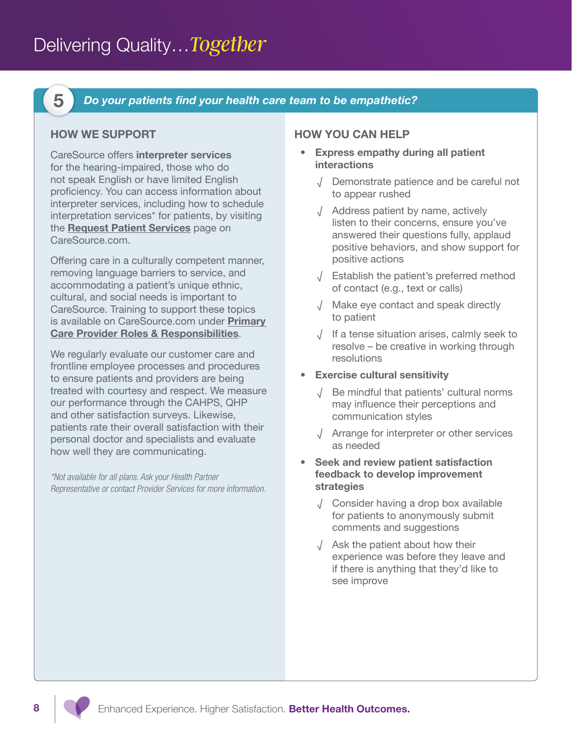## 5 Do your patients find your health care team to be empathetic?

### HOW WE SUPPORT

CareSource offers **interpreter services** for the hearing-impaired, those who do not speak English or have limited English proficiency. You can access information about interpreter services, including how to schedule interpretation services* for patients, by visiting the **Request Patient Services** page on CareSource.com.

Offering care in a culturally competent manner, removing language barriers to service, and accommodating a patient's unique ethnic, cultural, and social needs is important to CareSource. Training to support these topics is available on CareSource.com under **Primary Care Provider Roles & Responsibilities**.

We regularly evaluate our customer care and frontline employee processes and procedures to ensure patients and providers are being treated with courtesy and respect. We measure our performance through the CAHPS, QHP and other satisfaction surveys. Likewise, patients rate their overall satisfaction with their personal doctor and specialists and evaluate how well they are communicating.

*\*Not available for all plans. Ask your Health Partner Representative or contact Provider Services for more information.*

### HOW YOU CAN HELP

- **Express empathy during all patient interactions**
  - √ Demonstrate patience and be careful not to appear rushed
  - √ Address patient by name, actively listen to their concerns, ensure you've answered their questions fully, applaud positive behaviors, and show support for positive actions
  - √ Establish the patient's preferred method of contact (e.g., text or calls)
  - √ Make eye contact and speak directly to patient
  - √ If a tense situation arises, calmly seek to resolve – be creative in working through resolutions
- **Exercise cultural sensitivity**
  - √ Be mindful that patients' cultural norms may influence their perceptions and communication styles
  - √ Arrange for interpreter or other services as needed
- **Seek and review patient satisfaction feedback to develop improvement strategies**
  - √ Consider having a drop box available for patients to anonymously submit comments and suggestions
  - √ Ask the patient about how their experience was before they leave and if there is anything that they'd like to see improve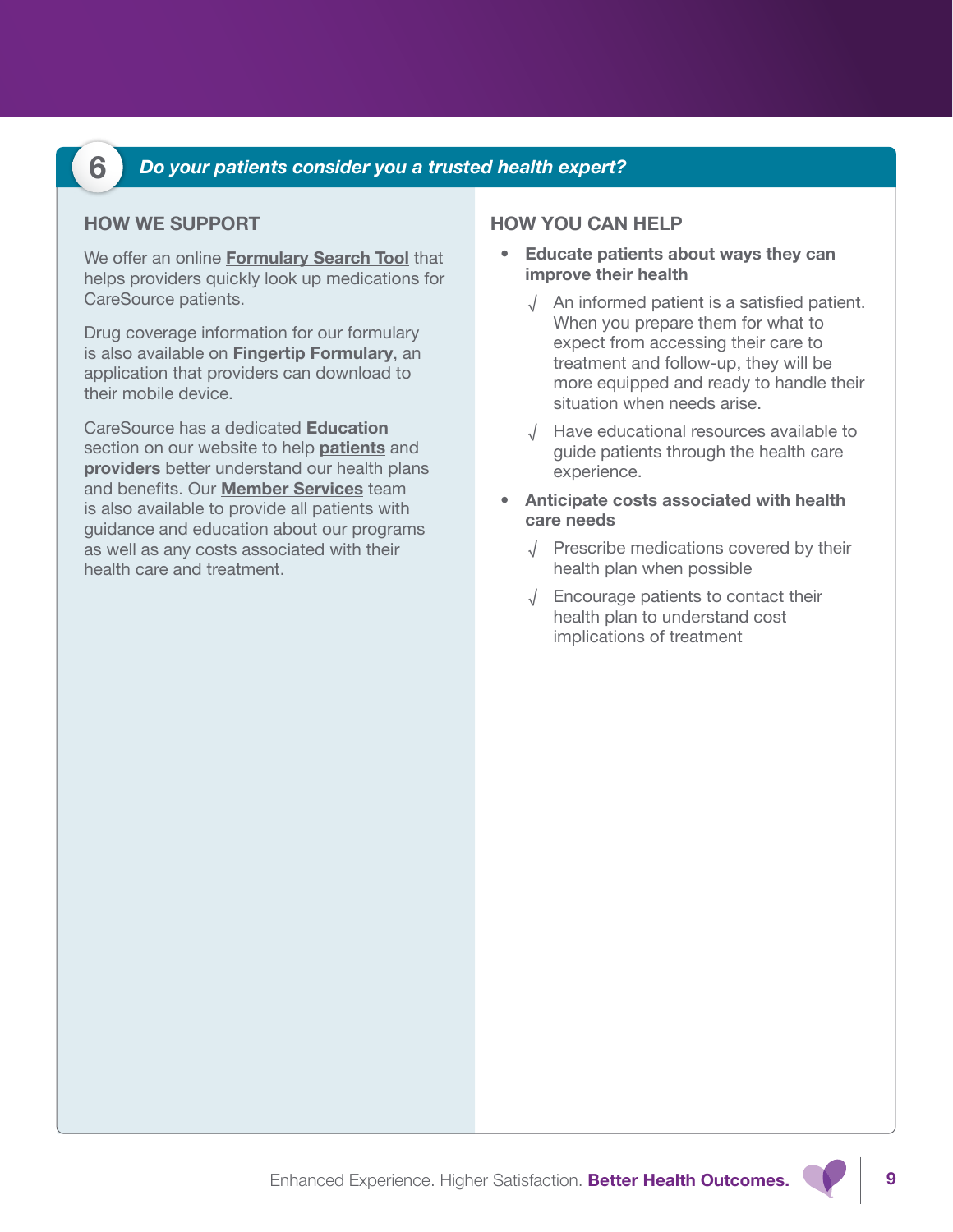## 6 *Do your patients consider you a trusted health expert?*

### HOW WE SUPPORT

We offer an online **Formulary Search Tool** that helps providers quickly look up medications for CareSource patients.

Drug coverage information for our formulary is also available on **Fingertip Formulary**, an application that providers can download to their mobile device.

CareSource has a dedicated **Education** section on our website to help **patients** and **providers** better understand our health plans and benefits. Our **Member Services** team is also available to provide all patients with guidance and education about our programs as well as any costs associated with their health care and treatment.

### HOW YOU CAN HELP

- **Educate patients about ways they can improve their health**
  - √ An informed patient is a satisfied patient. When you prepare them for what to expect from accessing their care to treatment and follow-up, they will be more equipped and ready to handle their situation when needs arise.
  - √ Have educational resources available to guide patients through the health care experience.
- **Anticipate costs associated with health care needs**
  - √ Prescribe medications covered by their health plan when possible
  - √ Encourage patients to contact their health plan to understand cost implications of treatment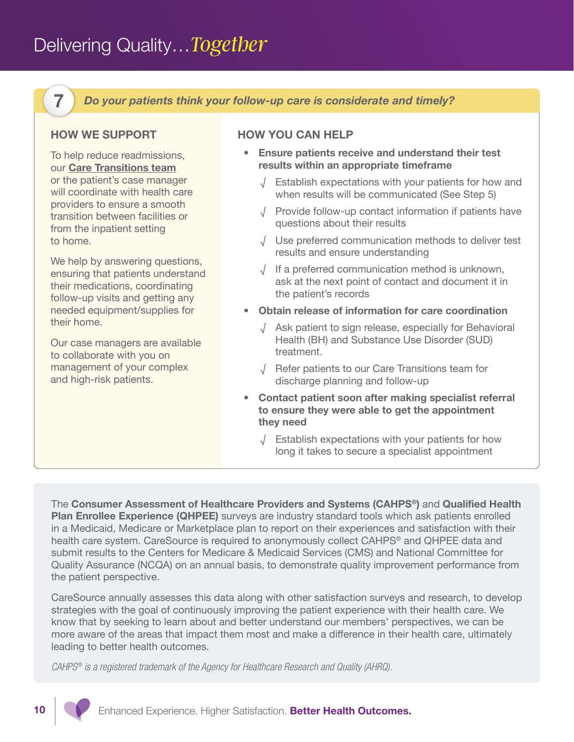## 7 *Do your patients think your follow-up care is considerate and timely?*

### HOW WE SUPPORT

To help reduce readmissions, our **Care Transitions team** or the patient's case manager will coordinate with health care providers to ensure a smooth transition between facilities or from the inpatient setting to home.

We help by answering questions, ensuring that patients understand their medications, coordinating follow-up visits and getting any needed equipment/supplies for their home.

Our case managers are available to collaborate with you on management of your complex and high-risk patients.

### HOW YOU CAN HELP

- **Ensure patients receive and understand their test results within an appropriate timeframe**
  - √ Establish expectations with your patients for how and when results will be communicated (See Step 5)
  - √ Provide follow-up contact information if patients have questions about their results
  - √ Use preferred communication methods to deliver test results and ensure understanding
  - √ If a preferred communication method is unknown, ask at the next point of contact and document it in the patient's records
- **Obtain release of information for care coordination**
  - √ Ask patient to sign release, especially for Behavioral Health (BH) and Substance Use Disorder (SUD) treatment.
  - √ Refer patients to our Care Transitions team for discharge planning and follow-up
- **Contact patient soon after making specialist referral to ensure they were able to get the appointment they need**
  - √ Establish expectations with your patients for how long it takes to secure a specialist appointment

The **Consumer Assessment of Healthcare Providers and Systems (CAHPS®)** and **Qualified Health Plan Enrollee Experience (QHPEE)** surveys are industry standard tools which ask patients enrolled in a Medicaid, Medicare or Marketplace plan to report on their experiences and satisfaction with their health care system. CareSource is required to anonymously collect CAHPS® and QHPEE data and submit results to the Centers for Medicare & Medicaid Services (CMS) and National Committee for Quality Assurance (NCQA) on an annual basis, to demonstrate quality improvement performance from the patient perspective.

CareSource annually assesses this data along with other satisfaction surveys and research, to develop strategies with the goal of continuously improving the patient experience with their health care. We know that by seeking to learn about and better understand our members' perspectives, we can be more aware of the areas that impact them most and make a difference in their health care, ultimately leading to better health outcomes.

*CAHPS® is a registered trademark of the Agency for Healthcare Research and Quality (AHRQ).*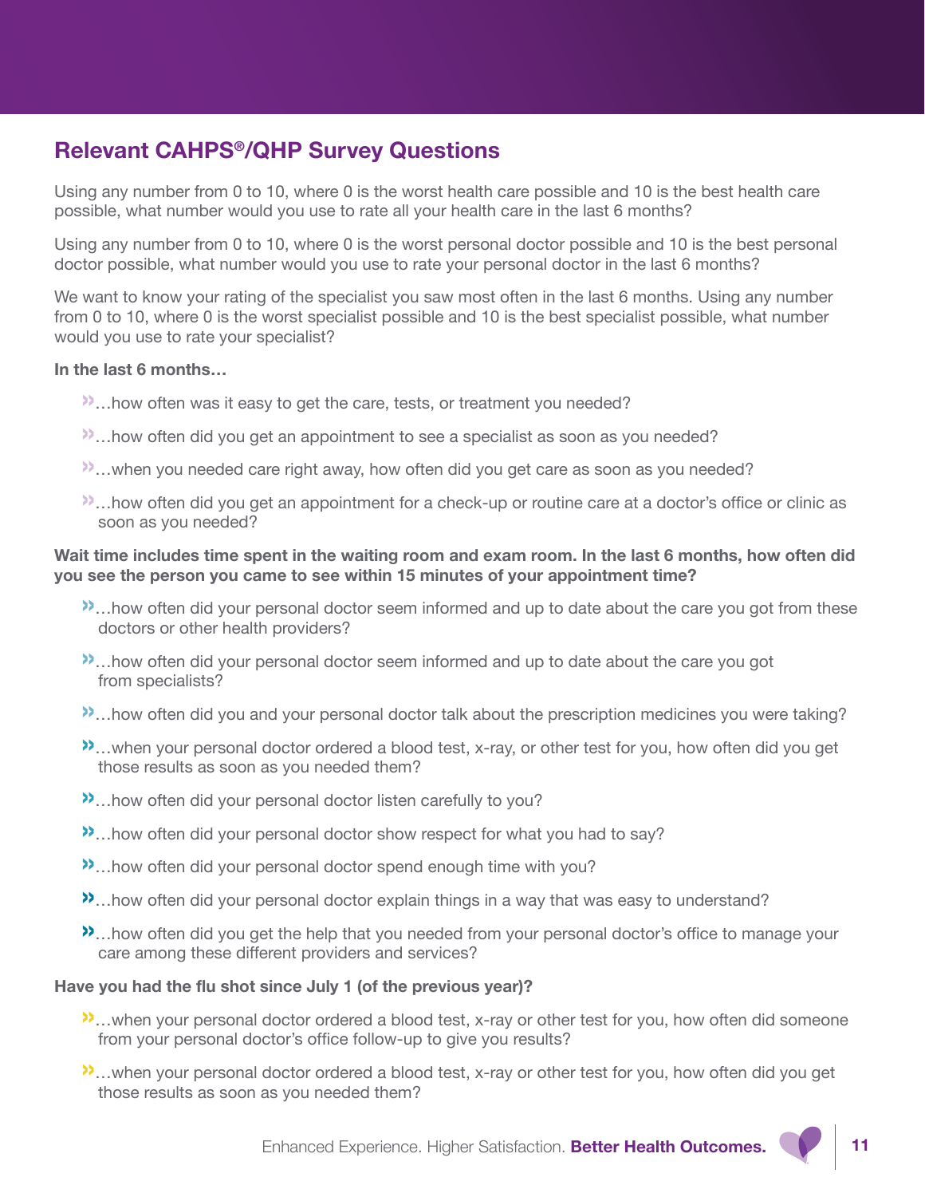## Relevant CAHPS®/QHP Survey Questions

Using any number from 0 to 10, where 0 is the worst health care possible and 10 is the best health care possible, what number would you use to rate all your health care in the last 6 months?

Using any number from 0 to 10, where 0 is the worst personal doctor possible and 10 is the best personal doctor possible, what number would you use to rate your personal doctor in the last 6 months?

We want to know your rating of the specialist you saw most often in the last 6 months. Using any number from 0 to 10, where 0 is the worst specialist possible and 10 is the best specialist possible, what number would you use to rate your specialist?

**In the last 6 months…**

- …how often was it easy to get the care, tests, or treatment you needed?
- …how often did you get an appointment to see a specialist as soon as you needed?
- …when you needed care right away, how often did you get care as soon as you needed?
- …how often did you get an appointment for a check-up or routine care at a doctor's office or clinic as soon as you needed?

**Wait time includes time spent in the waiting room and exam room. In the last 6 months, how often did you see the person you came to see within 15 minutes of your appointment time?**

- …how often did your personal doctor seem informed and up to date about the care you got from these doctors or other health providers?
- …how often did your personal doctor seem informed and up to date about the care you got from specialists?
- …how often did you and your personal doctor talk about the prescription medicines you were taking?
- …when your personal doctor ordered a blood test, x-ray, or other test for you, how often did you get those results as soon as you needed them?
- …how often did your personal doctor listen carefully to you?
- …how often did your personal doctor show respect for what you had to say?
- …how often did your personal doctor spend enough time with you?
- …how often did your personal doctor explain things in a way that was easy to understand?
- …how often did you get the help that you needed from your personal doctor's office to manage your care among these different providers and services?

**Have you had the flu shot since July 1 (of the previous year)?**

- …when your personal doctor ordered a blood test, x-ray or other test for you, how often did someone from your personal doctor's office follow-up to give you results?
- …when your personal doctor ordered a blood test, x-ray, or other test for you, how often did you get those results as soon as you needed them?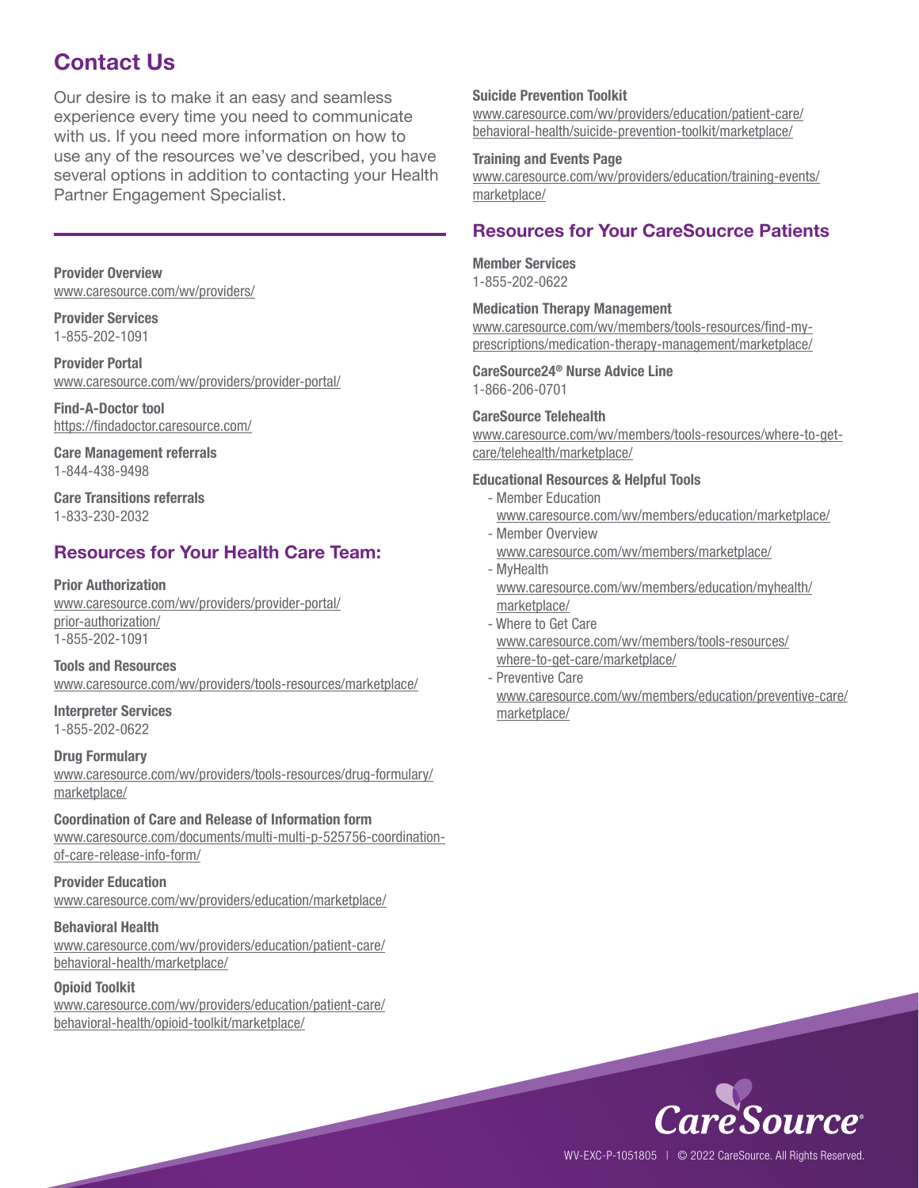## Contact Us

Our desire is to make it an easy and seamless experience every time you need to communicate with us. If you need more information on how to use any of the resources we've described, you have several options in addition to contacting your Health Partner Engagement Specialist.

**Provider Overview**
www.caresource.com/wv/providers/

**Provider Services**
1-855-202-1091

**Provider Portal**
www.caresource.com/wv/providers/provider-portal/

**Find-A-Doctor tool**
https://findadoctor.caresource.com/

**Care Management referrals**
1-844-438-9498

**Care Transitions referrals**
1-833-230-2032

### Resources for Your Health Care Team:

**Prior Authorization**
www.caresource.com/wv/providers/provider-portal/prior-authorization/
1-855-202-1091

**Tools and Resources**
www.caresource.com/wv/providers/tools-resources/marketplace/

**Interpreter Services**
1-855-202-0622

**Drug Formulary**
www.caresource.com/wv/providers/tools-resources/drug-formulary/marketplace/

**Coordination of Care and Release of Information form**
www.caresource.com/documents/multi-multi-p-525756-coordination-of-care-release-info-form/

**Provider Education**
www.caresource.com/wv/providers/education/marketplace/

**Behavioral Health**
www.caresource.com/wv/providers/education/patient-care/behavioral-health/marketplace/

**Opioid Toolkit**
www.caresource.com/wv/providers/education/patient-care/behavioral-health/opioid-toolkit/marketplace/

**Suicide Prevention Toolkit**
www.caresource.com/wv/providers/education/patient-care/behavioral-health/suicide-prevention-toolkit/marketplace/

**Training and Events Page**
www.caresource.com/wv/providers/education/training-events/marketplace/

### Resources for Your CareSoucrce Patients

**Member Services**
1-855-202-0622

**Medication Therapy Management**
www.caresource.com/wv/members/tools-resources/find-my-prescriptions/medication-therapy-management/marketplace/

**CareSource24® Nurse Advice Line**
1-866-206-0701

**CareSource Telehealth**
www.caresource.com/wv/members/tools-resources/where-to-get-care/telehealth/marketplace/

**Educational Resources & Helpful Tools**

- Member Education
  www.caresource.com/wv/members/education/marketplace/
- Member Overview
  www.caresource.com/wv/members/marketplace/
- MyHealth
  www.caresource.com/wv/members/education/myhealth/marketplace/
- Where to Get Care
  www.caresource.com/wv/members/tools-resources/where-to-get-care/marketplace/
- Preventive Care
  www.caresource.com/wv/members/education/preventive-care/marketplace/

CareSource®

WV-EXC-P-1051805 | © 2022 CareSource. All Rights Reserved.